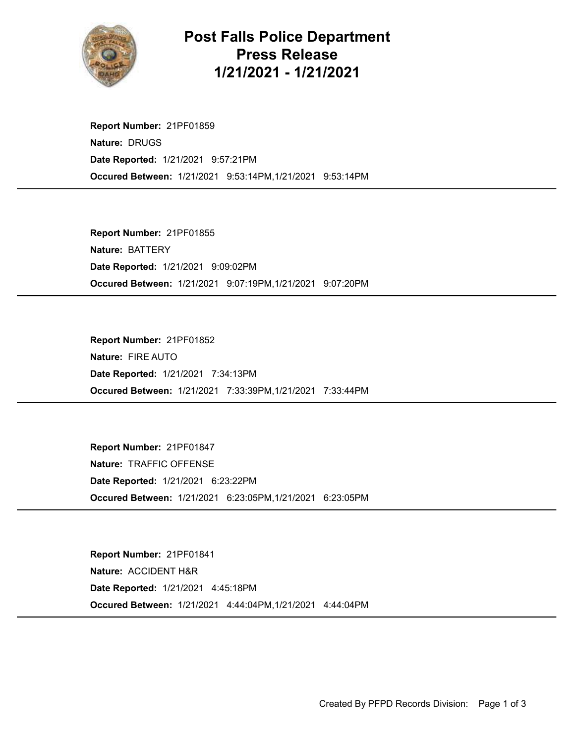# Post Falls Police Department
# Press Release
# 1/21/2021 - 1/21/2021

**Report Number:** 21PF01859
**Nature:** DRUGS
**Date Reported:** 1/21/2021 9:57:21PM
**Occured Between:** 1/21/2021 9:53:14PM,1/21/2021 9:53:14PM

---

**Report Number:** 21PF01855
**Nature:** BATTERY
**Date Reported:** 1/21/2021 9:09:02PM
**Occured Between:** 1/21/2021 9:07:19PM,1/21/2021 9:07:20PM

---

**Report Number:** 21PF01852
**Nature:** FIRE AUTO
**Date Reported:** 1/21/2021 7:34:13PM
**Occured Between:** 1/21/2021 7:33:39PM,1/21/2021 7:33:44PM

---

**Report Number:** 21PF01847
**Nature:** TRAFFIC OFFENSE
**Date Reported:** 1/21/2021 6:23:22PM
**Occured Between:** 1/21/2021 6:23:05PM,1/21/2021 6:23:05PM

---

**Report Number:** 21PF01841
**Nature:** ACCIDENT H&R
**Date Reported:** 1/21/2021 4:45:18PM
**Occured Between:** 1/21/2021 4:44:04PM,1/21/2021 4:44:04PM

---

Created By PFPD Records Division: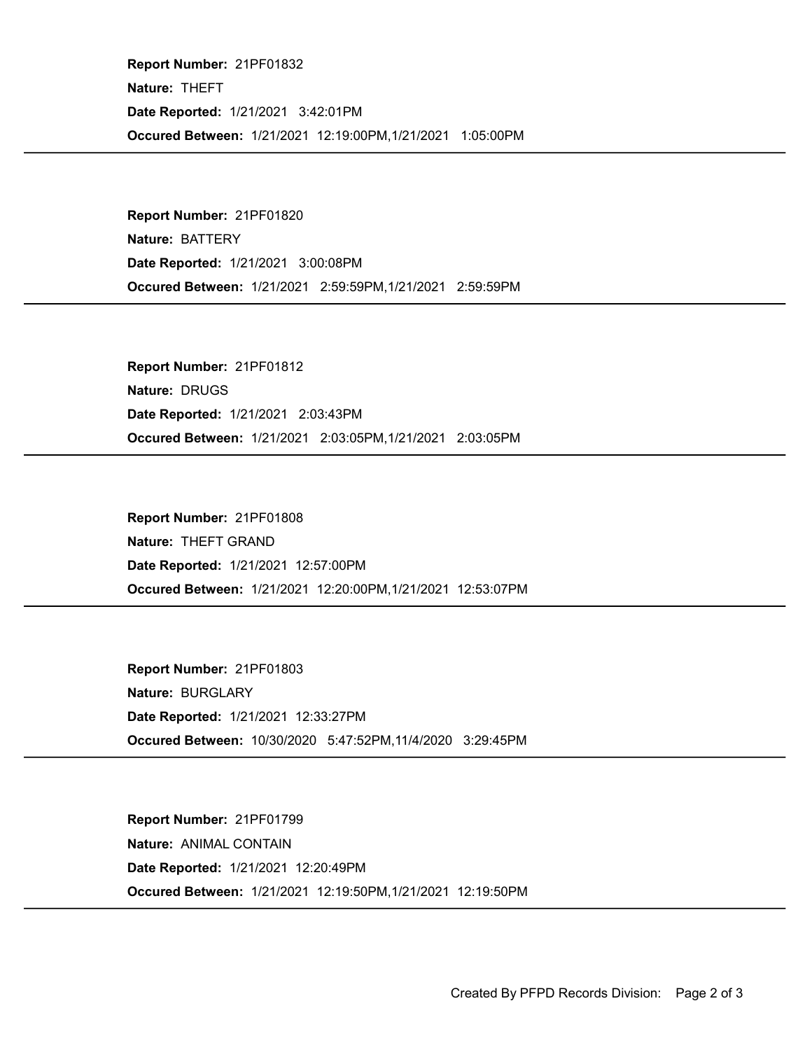**Report Number:** 21PF01832
**Nature:** THEFT
**Date Reported:** 1/21/2021 3:42:01PM
**Occured Between:** 1/21/2021 12:19:00PM,1/21/2021 1:05:00PM

---

**Report Number:** 21PF01820
**Nature:** BATTERY
**Date Reported:** 1/21/2021 3:00:08PM
**Occured Between:** 1/21/2021 2:59:59PM,1/21/2021 2:59:59PM

---

**Report Number:** 21PF01812
**Nature:** DRUGS
**Date Reported:** 1/21/2021 2:03:43PM
**Occured Between:** 1/21/2021 2:03:05PM,1/21/2021 2:03:05PM

---

**Report Number:** 21PF01808
**Nature:** THEFT GRAND
**Date Reported:** 1/21/2021 12:57:00PM
**Occured Between:** 1/21/2021 12:20:00PM,1/21/2021 12:53:07PM

---

**Report Number:** 21PF01803
**Nature:** BURGLARY
**Date Reported:** 1/21/2021 12:33:27PM
**Occured Between:** 10/30/2020 5:47:52PM,11/4/2020 3:29:45PM

---

**Report Number:** 21PF01799
**Nature:** ANIMAL CONTAIN
**Date Reported:** 1/21/2021 12:20:49PM
**Occured Between:** 1/21/2021 12:19:50PM,1/21/2021 12:19:50PM

---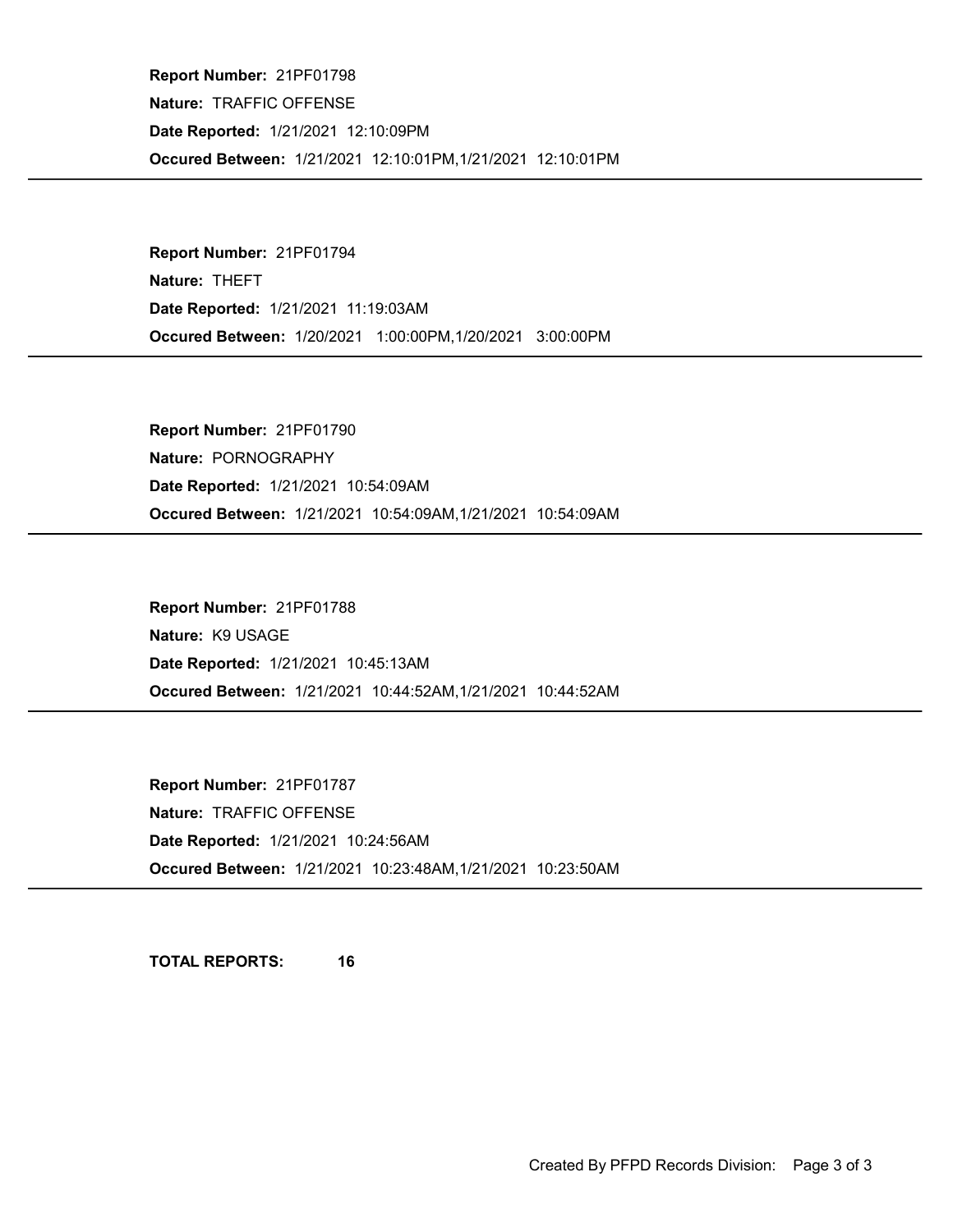**Report Number:** 21PF01798

**Nature:** TRAFFIC OFFENSE

**Date Reported:** 1/21/2021 12:10:09PM

**Occured Between:** 1/21/2021 12:10:01PM,1/21/2021 12:10:01PM

---

**Report Number:** 21PF01794

**Nature:** THEFT

**Date Reported:** 1/21/2021 11:19:03AM

**Occured Between:** 1/20/2021 1:00:00PM,1/20/2021 3:00:00PM

---

**Report Number:** 21PF01790

**Nature:** PORNOGRAPHY

**Date Reported:** 1/21/2021 10:54:09AM

**Occured Between:** 1/21/2021 10:54:09AM,1/21/2021 10:54:09AM

---

**Report Number:** 21PF01788

**Nature:** K9 USAGE

**Date Reported:** 1/21/2021 10:45:13AM

**Occured Between:** 1/21/2021 10:44:52AM,1/21/2021 10:44:52AM

---

**Report Number:** 21PF01787

**Nature:** TRAFFIC OFFENSE

**Date Reported:** 1/21/2021 10:24:56AM

**Occured Between:** 1/21/2021 10:23:48AM,1/21/2021 10:23:50AM

---

**TOTAL REPORTS:** **16**

Created By PFPD Records Division: